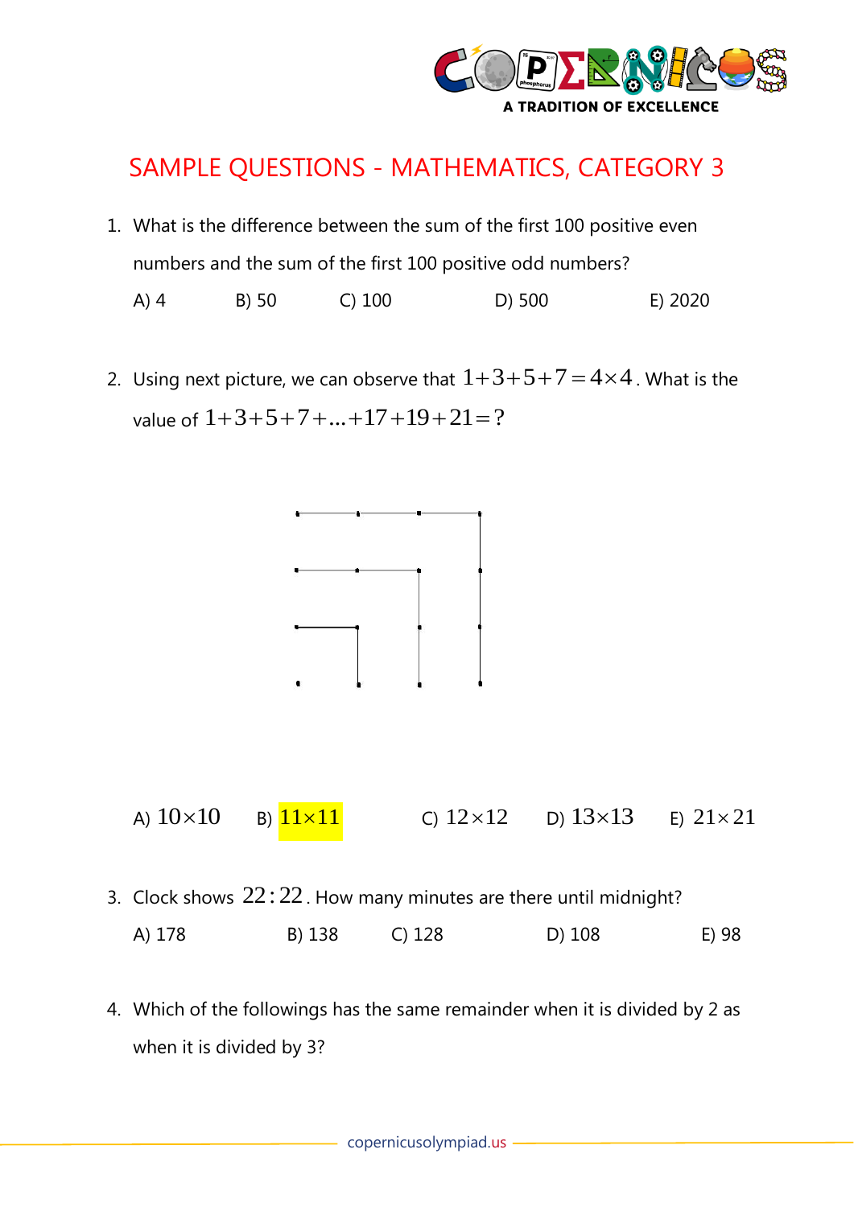# SAMPLE QUESTIONS - MATHEMATICS, CATEGORY 3

1. What is the difference between the sum of the first 100 positive even numbers and the sum of the first 100 positive odd numbers?

   A) 4 B) 50 C) 100 D) 500 E) 2020

2. Using next picture, we can observe that $1+3+5+7=4\times4$. What is the value of $1+3+5+7+...+17+19+21=?$

   A) $10\times10$ B) $11\times11$ C) $12\times12$ D) $13\times13$ E) $21\times21$

3. Clock shows $22:22$. How many minutes are there until midnight?

   A) 178 B) 138 C) 128 D) 108 E) 98

4. Which of the followings has the same remainder when it is divided by 2 as when it is divided by 3?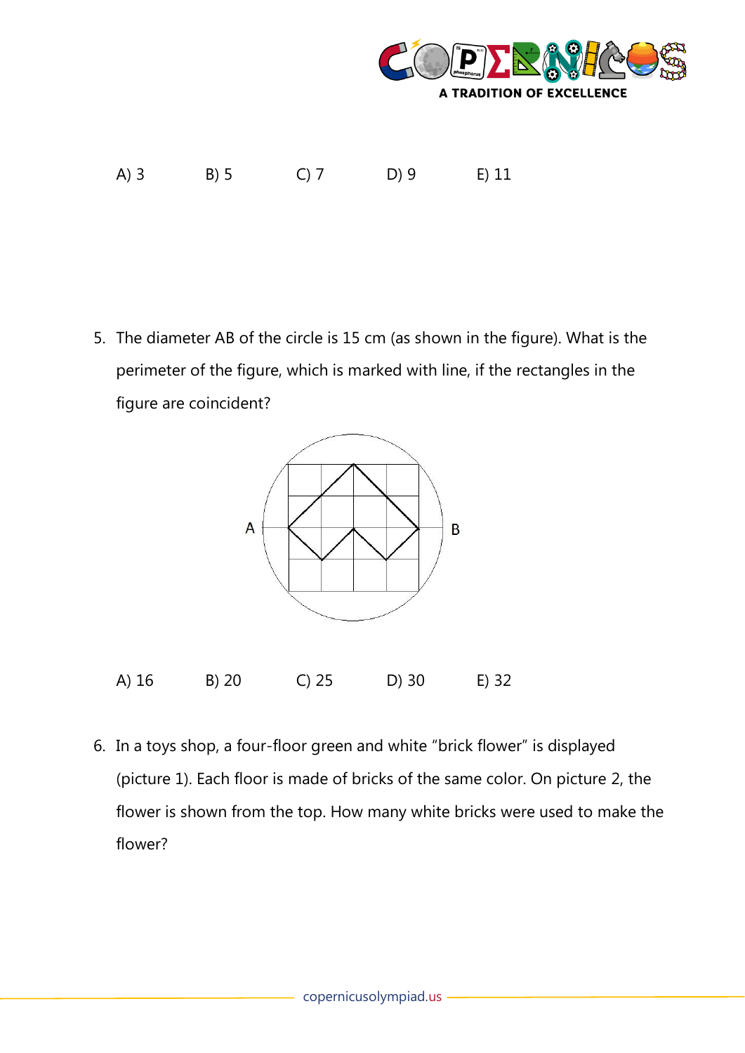A) 3 B) 5 C) 7 D) 9 E) 11

5. The diameter AB of the circle is 15 cm (as shown in the figure). What is the perimeter of the figure, which is marked with line, if the rectangles in the figure are coincident?

A) 16 B) 20 C) 25 D) 30 E) 32

6. In a toys shop, a four-floor green and white "brick flower" is displayed (picture 1). Each floor is made of bricks of the same color. On picture 2, the flower is shown from the top. How many white bricks were used to make the flower?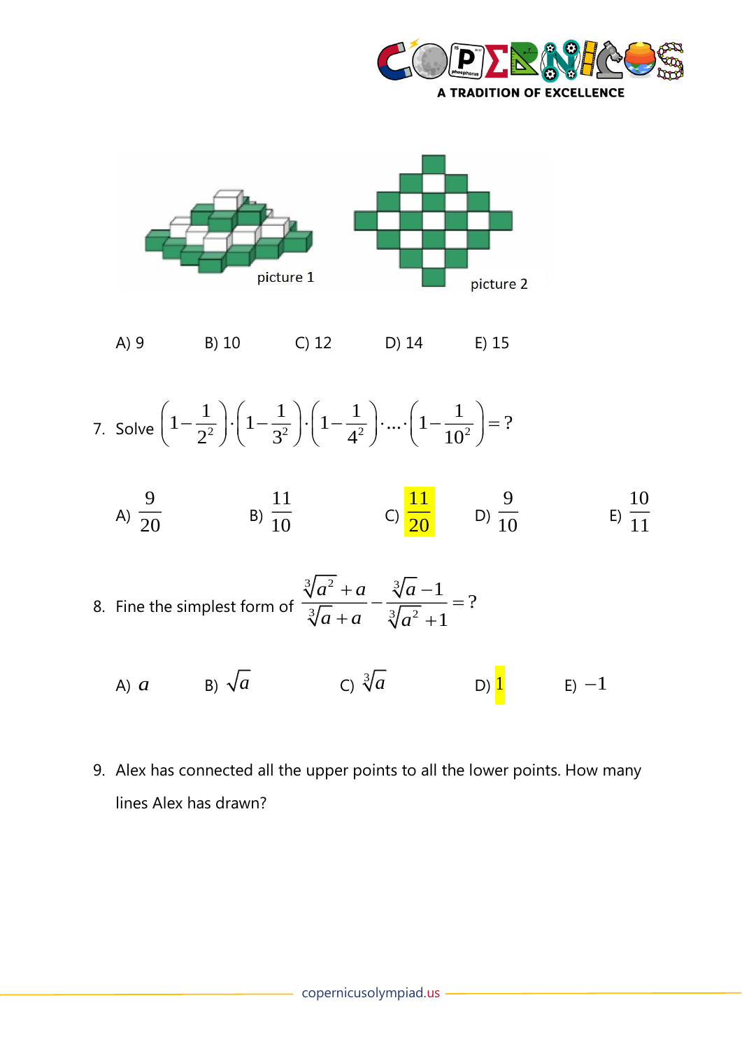picture 1

picture 2

A) 9 B) 10 C) 12 D) 14 E) 15

7. Solve $\left(1-\frac{1}{2^2}\right)\cdot\left(1-\frac{1}{3^2}\right)\cdot\left(1-\frac{1}{4^2}\right)\cdot\ldots\cdot\left(1-\frac{1}{10^2}\right)=?$

A) $\frac{9}{20}$ B) $\frac{11}{10}$ C) $\frac{11}{20}$ D) $\frac{9}{10}$ E) $\frac{10}{11}$

8. Fine the simplest form of $\frac{\sqrt[3]{a^2}+a}{\sqrt[3]{a}+a}-\frac{\sqrt[3]{a}-1}{\sqrt[3]{a^2}+1}=?$

A) $a$ B) $\sqrt{a}$ C) $\sqrt[3]{a}$ D) $1$ E) $-1$

9. Alex has connected all the upper points to all the lower points. How many lines Alex has drawn?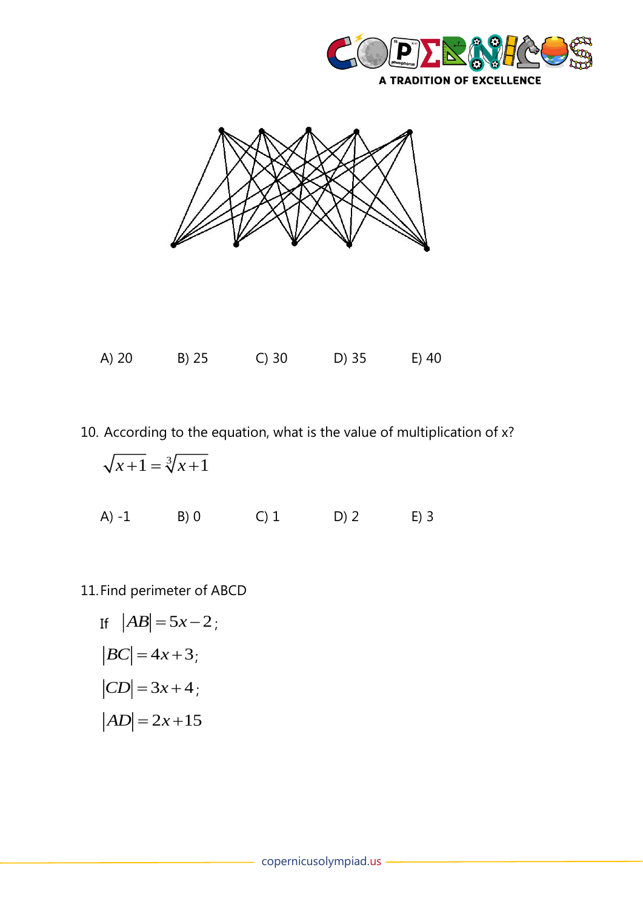A) 20  B) 25  C) 30  D) 35  E) 40

10. According to the equation, what is the value of multiplication of x?

$$\sqrt{x+1} = \sqrt[3]{x+1}$$

A) -1  B) 0  C) 1  D) 2  E) 3

11. Find perimeter of ABCD

If $|AB| = 5x - 2$;

$|BC| = 4x + 3$;

$|CD| = 3x + 4$;

$|AD| = 2x + 15$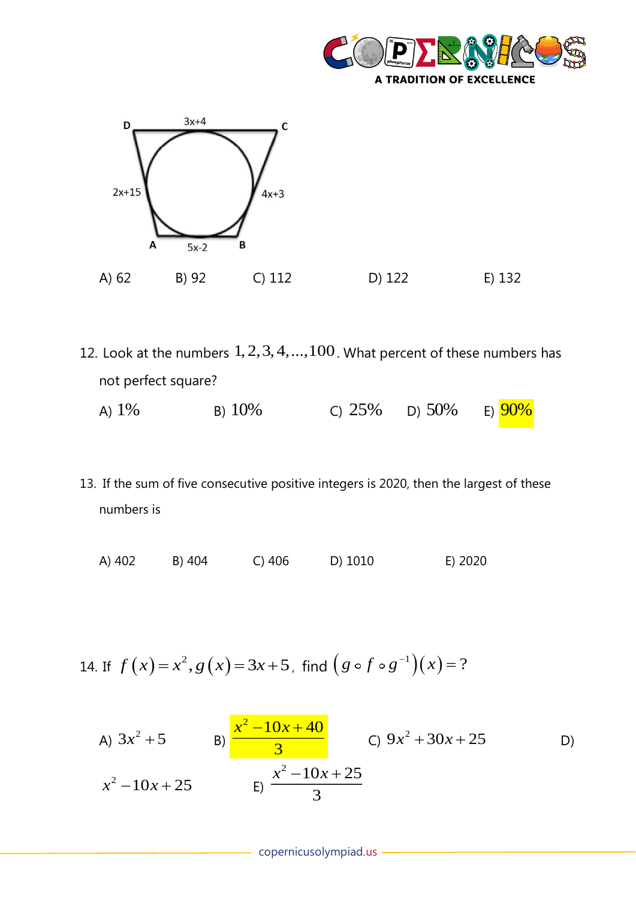D 3x+4 C

2x+15 4x+3

A 5x-2 B

A) 62 B) 92 C) 112 D) 122 E) 132

12. Look at the numbers $1, 2, 3, 4, ..., 100$. What percent of these numbers has not perfect square?

A) $1\%$ B) $10\%$ C) $25\%$ D) $50\%$ E) $90\%$

13. If the sum of five consecutive positive integers is 2020, then the largest of these numbers is

A) 402 B) 404 C) 406 D) 1010 E) 2020

14. If $f(x) = x^2, g(x) = 3x + 5$, find $(g \circ f \circ g^{-1})(x) = ?$

A) $3x^2 + 5$ B) $\frac{x^2 - 10x + 40}{3}$ C) $9x^2 + 30x + 25$ D) $x^2 - 10x + 25$ E) $\frac{x^2 - 10x + 25}{3}$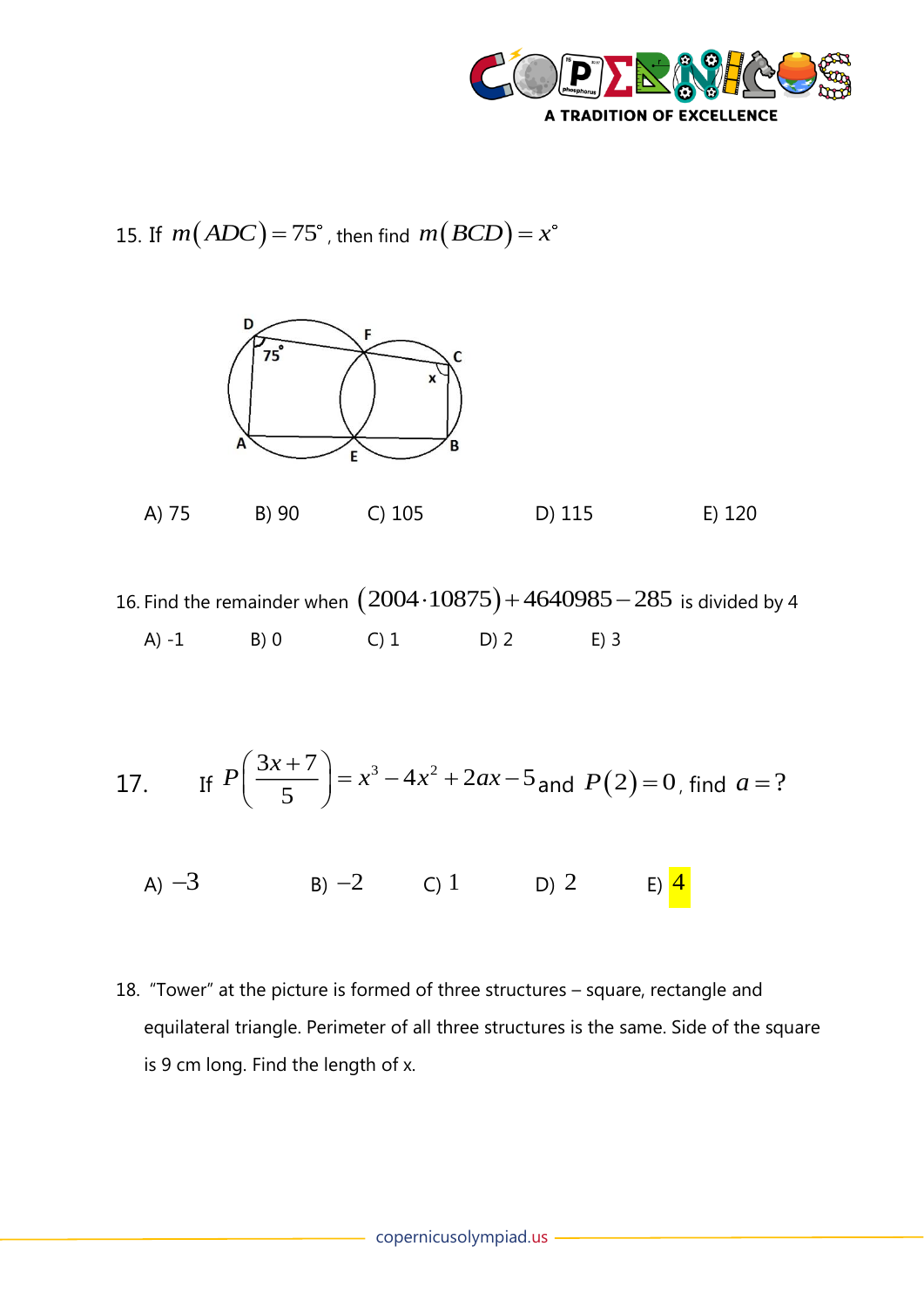15. If $m(ADC) = 75^\circ$, then find $m(BCD) = x^\circ$

A) 75 B) 90 C) 105 D) 115 E) 120

16. Find the remainder when $(2004 \cdot 10875) + 4640985 - 285$ is divided by 4

A) -1 B) 0 C) 1 D) 2 E) 3

17. If $P\left(\frac{3x+7}{5}\right) = x^3 - 4x^2 + 2ax - 5$ and $P(2) = 0$, find $a = ?$

A) $-3$ B) $-2$ C) $1$ D) $2$ E) $4$

18. "Tower" at the picture is formed of three structures – square, rectangle and equilateral triangle. Perimeter of all three structures is the same. Side of the square is 9 cm long. Find the length of x.

copernicusolympiad.us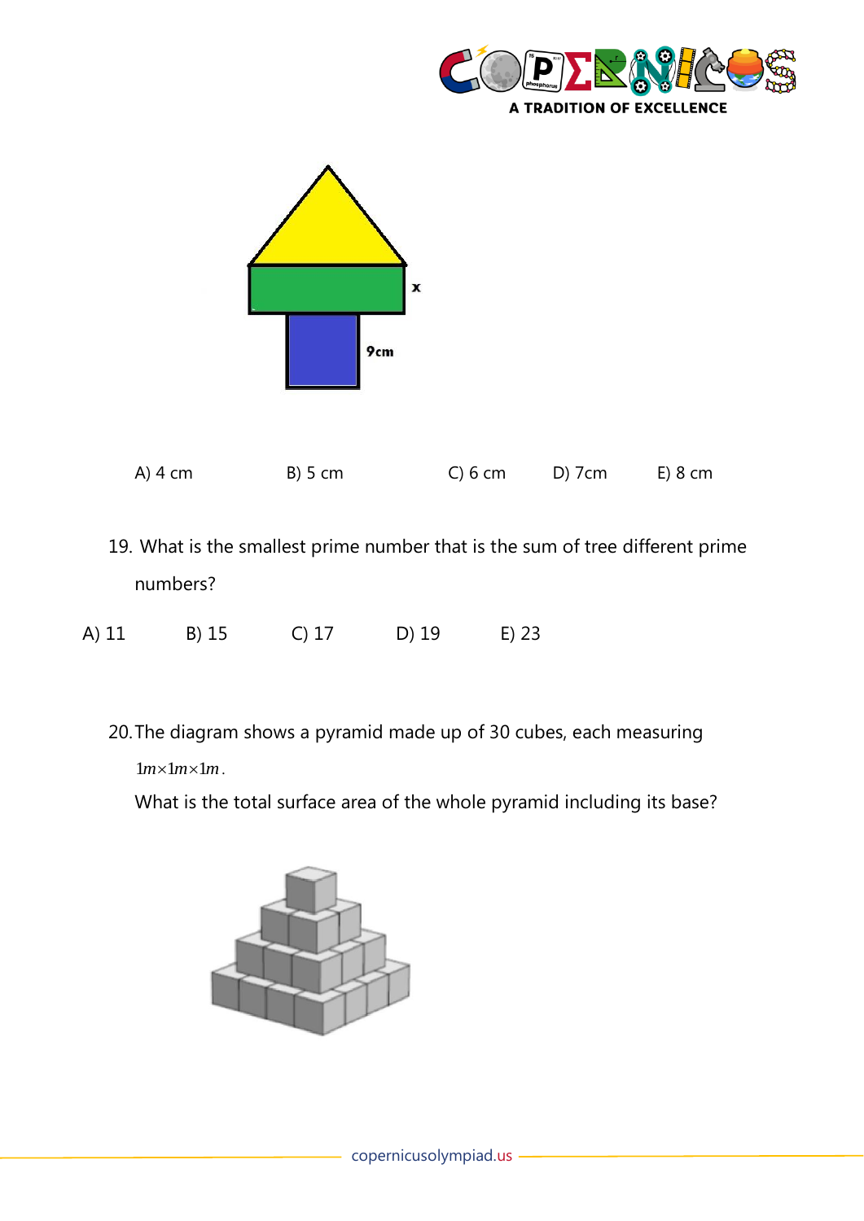x

9cm

A) 4 cm B) 5 cm C) 6 cm D) 7cm E) 8 cm

19. What is the smallest prime number that is the sum of tree different prime numbers?

A) 11 B) 15 C) 17 D) 19 E) 23

20. The diagram shows a pyramid made up of 30 cubes, each measuring $1m \times 1m \times 1m$.

What is the total surface area of the whole pyramid including its base?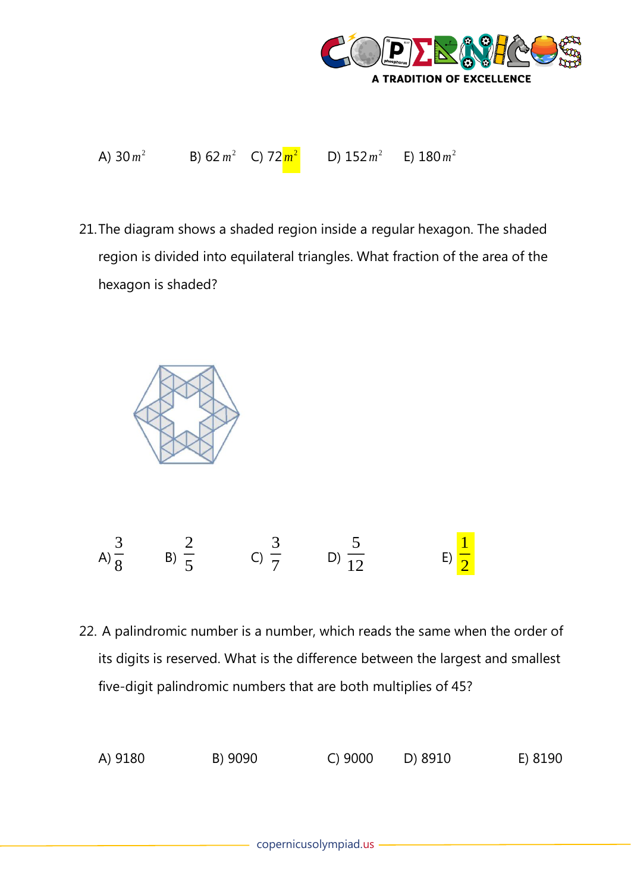A) $30\,m^2$ B) $62\,m^2$ C) $72\,m^2$ D) $152\,m^2$ E) $180\,m^2$

21. The diagram shows a shaded region inside a regular hexagon. The shaded region is divided into equilateral triangles. What fraction of the area of the hexagon is shaded?

A) $\frac{3}{8}$ B) $\frac{2}{5}$ C) $\frac{3}{7}$ D) $\frac{5}{12}$ E) $\frac{1}{2}$

22. A palindromic number is a number, which reads the same when the order of its digits is reserved. What is the difference between the largest and smallest five-digit palindromic numbers that are both multiples of 45?

A) 9180 B) 9090 C) 9000 D) 8910 E) 8190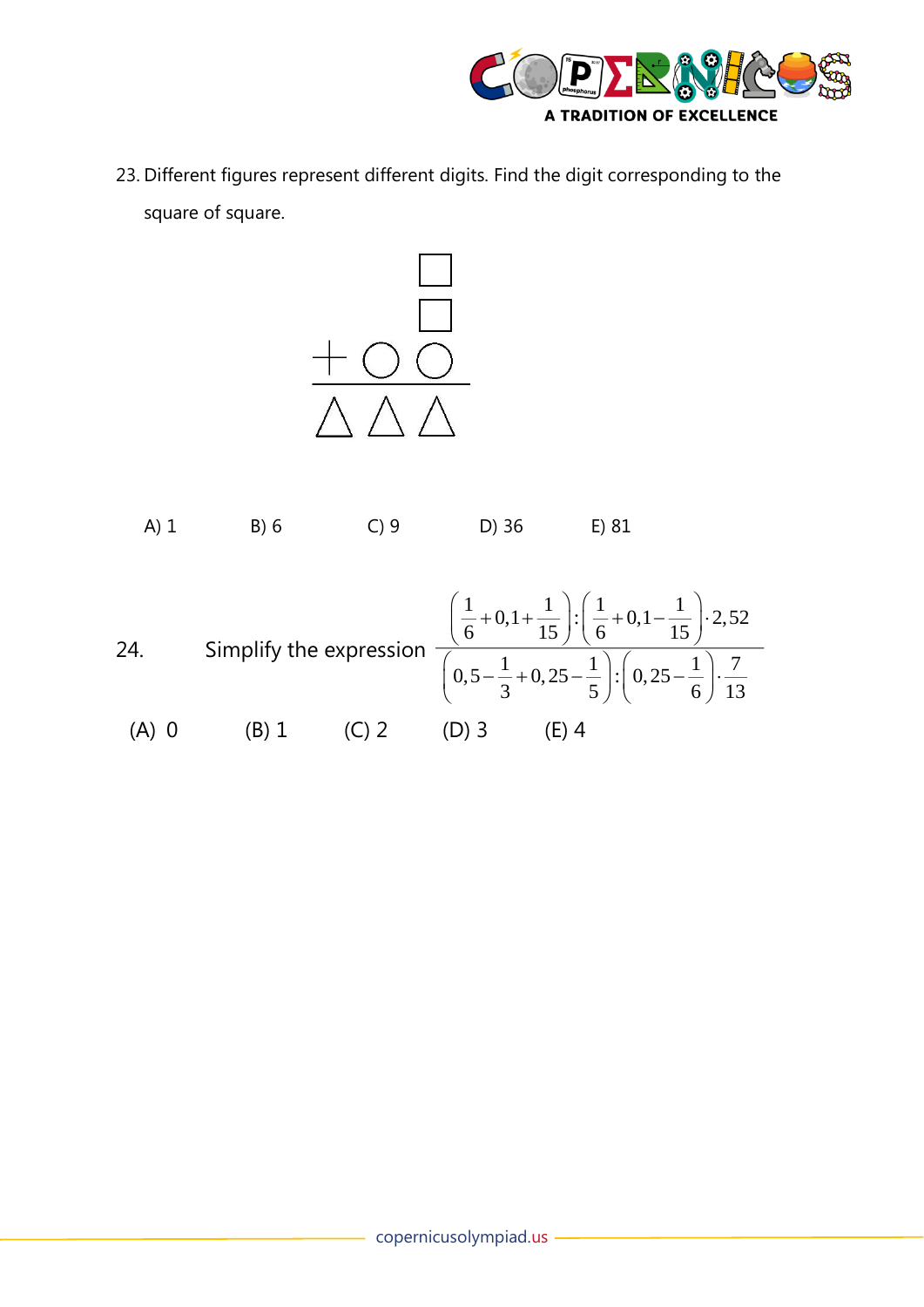23. Different figures represent different digits. Find the digit corresponding to the square of square.

$$
\begin{array}{rccc}
 & & & \square \\
 & & & \square \\
+ & & \bigcirc & \bigcirc \\
\hline
 & \triangle & \triangle & \triangle
\end{array}
$$

A) 1 B) 6 C) 9 D) 36 E) 81

24. Simplify the expression $\dfrac{\left(\dfrac{1}{6}+0{,}1+\dfrac{1}{15}\right):\left(\dfrac{1}{6}+0{,}1-\dfrac{1}{15}\right)\cdot 2{,}52}{\left(0{,}5-\dfrac{1}{3}+0{,}25-\dfrac{1}{5}\right):\left(0{,}25-\dfrac{1}{6}\right)\cdot\dfrac{7}{13}}$

(A) 0 (B) 1 (C) 2 (D) 3 (E) 4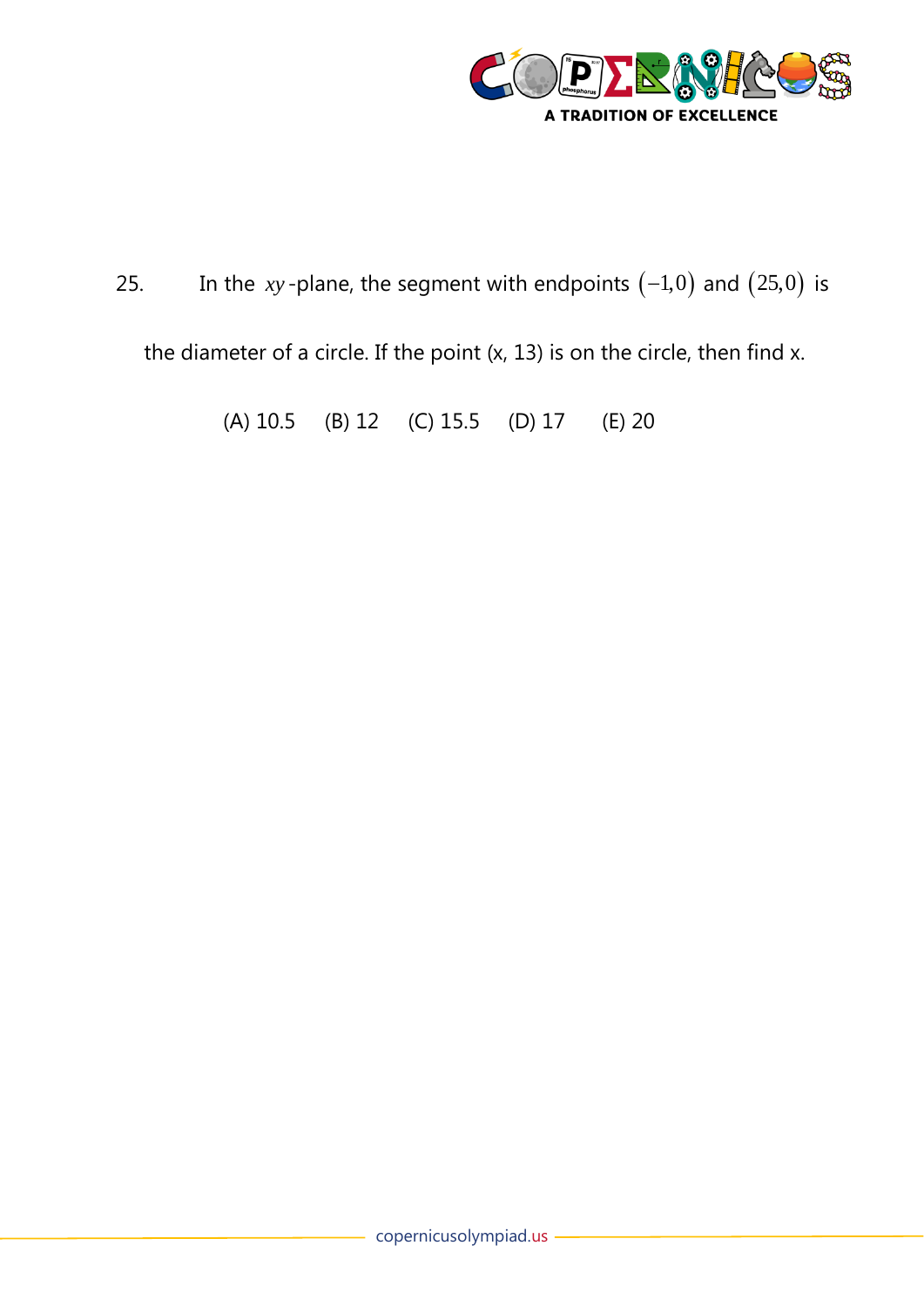25. In the $xy$-plane, the segment with endpoints $(-1,0)$ and $(25,0)$ is the diameter of a circle. If the point (x, 13) is on the circle, then find x.

(A) 10.5 (B) 12 (C) 15.5 (D) 17 (E) 20